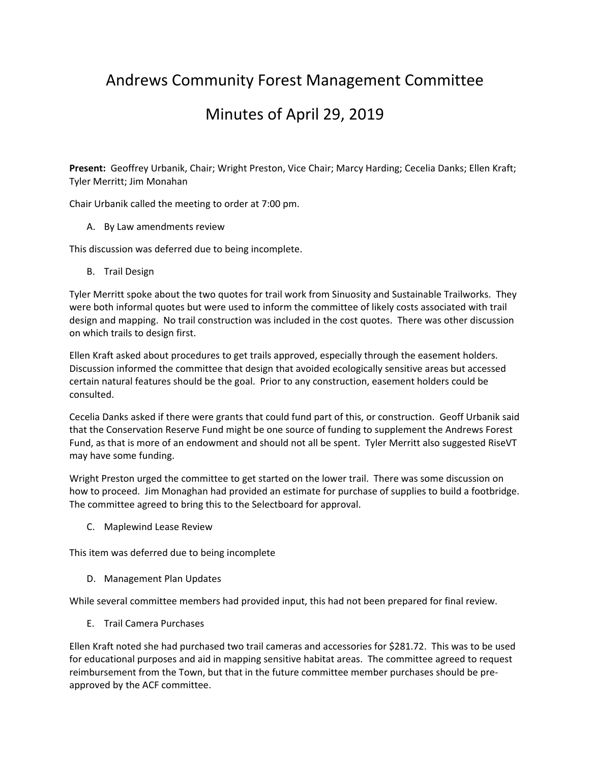# Andrews Community Forest Management Committee

# Minutes of April 29, 2019

**Present:** Geoffrey Urbanik, Chair; Wright Preston, Vice Chair; Marcy Harding; Cecelia Danks; Ellen Kraft; Tyler Merritt; Jim Monahan

Chair Urbanik called the meeting to order at 7:00 pm.

A. By Law amendments review

This discussion was deferred due to being incomplete.

B. Trail Design

Tyler Merritt spoke about the two quotes for trail work from Sinuosity and Sustainable Trailworks. They were both informal quotes but were used to inform the committee of likely costs associated with trail design and mapping. No trail construction was included in the cost quotes. There was other discussion on which trails to design first.

Ellen Kraft asked about procedures to get trails approved, especially through the easement holders. Discussion informed the committee that design that avoided ecologically sensitive areas but accessed certain natural features should be the goal. Prior to any construction, easement holders could be consulted.

Cecelia Danks asked if there were grants that could fund part of this, or construction. Geoff Urbanik said that the Conservation Reserve Fund might be one source of funding to supplement the Andrews Forest Fund, as that is more of an endowment and should not all be spent. Tyler Merritt also suggested RiseVT may have some funding.

Wright Preston urged the committee to get started on the lower trail. There was some discussion on how to proceed. Jim Monaghan had provided an estimate for purchase of supplies to build a footbridge. The committee agreed to bring this to the Selectboard for approval.

C. Maplewind Lease Review

This item was deferred due to being incomplete

D. Management Plan Updates

While several committee members had provided input, this had not been prepared for final review.

E. Trail Camera Purchases

Ellen Kraft noted she had purchased two trail cameras and accessories for $281.72. This was to be used for educational purposes and aid in mapping sensitive habitat areas. The committee agreed to request reimbursement from the Town, but that in the future committee member purchases should be pre-approved by the ACF committee.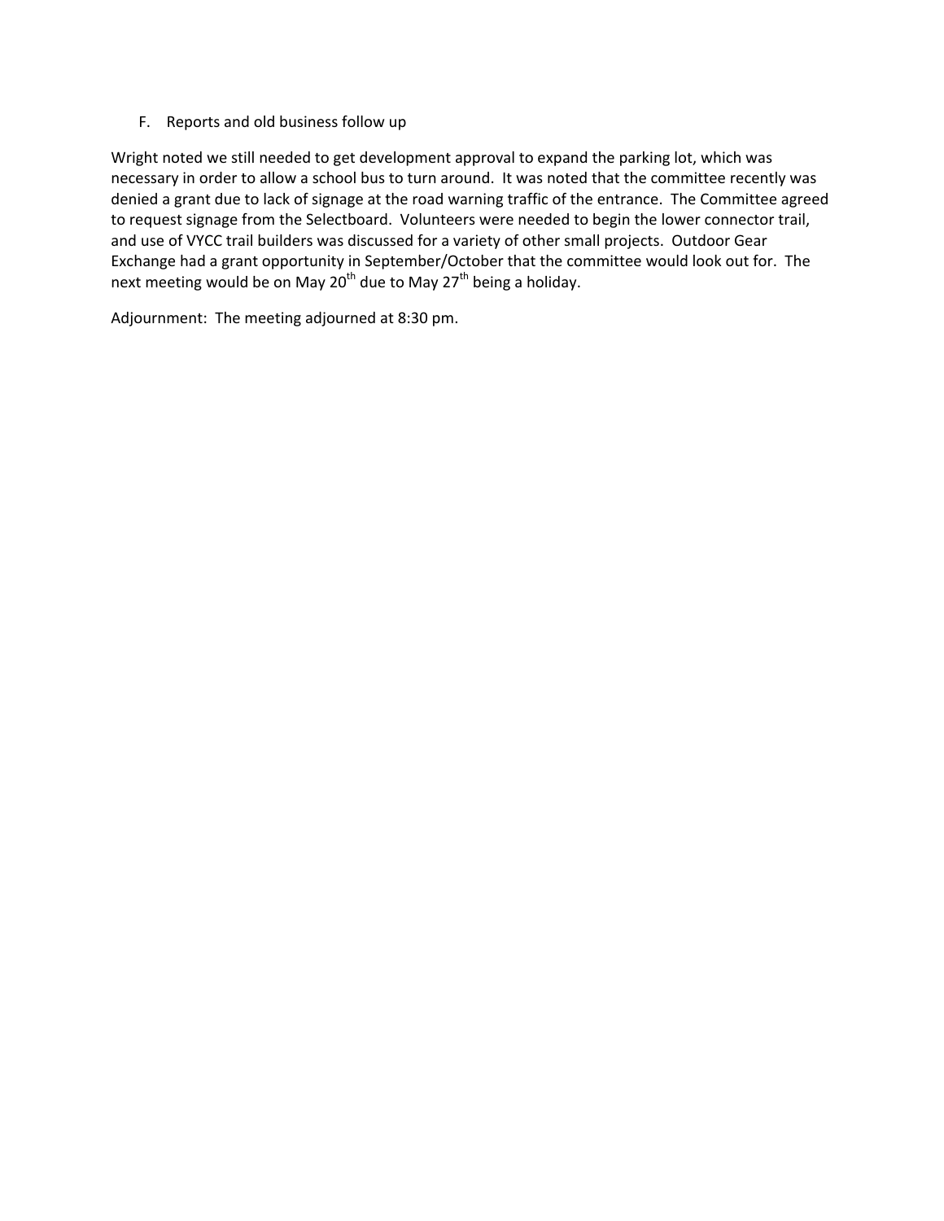F. Reports and old business follow up

Wright noted we still needed to get development approval to expand the parking lot, which was necessary in order to allow a school bus to turn around. It was noted that the committee recently was denied a grant due to lack of signage at the road warning traffic of the entrance. The Committee agreed to request signage from the Selectboard. Volunteers were needed to begin the lower connector trail, and use of VYCC trail builders was discussed for a variety of other small projects. Outdoor Gear Exchange had a grant opportunity in September/October that the committee would look out for. The next meeting would be on May 20th due to May 27th being a holiday.

Adjournment: The meeting adjourned at 8:30 pm.